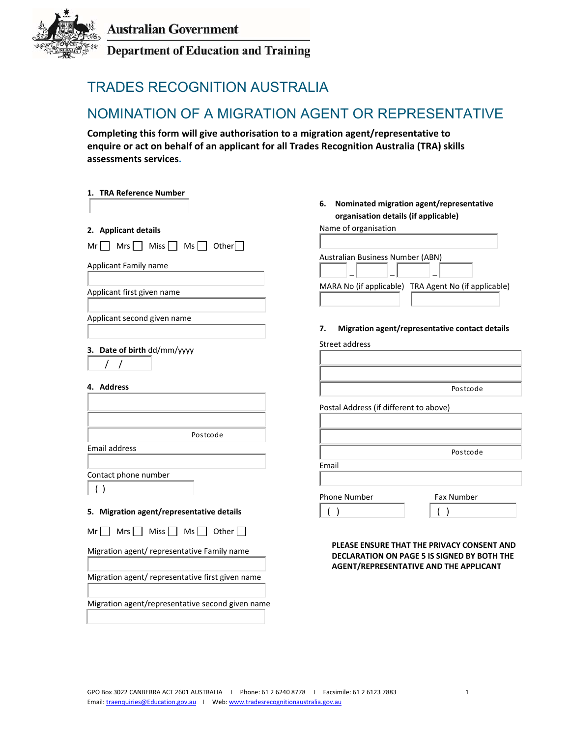Australian Government

Department of Education and Training

# TRADES RECOGNITION AUSTRALIA

# NOMINATION OF A MIGRATION AGENT OR REPRESENTATIVE

**Completing this form will give authorisation to a migration agent/representative to enquire or act on behalf of an applicant for all Trades Recognition Australia (TRA) skills assessments services.**

**1. TRA Reference Number**

**2. Applicant details**

Mr ☐ Mrs ☐ Miss ☐ Ms ☐ Other ☐

Applicant Family name

Applicant first given name

Applicant second given name

**3. Date of birth** dd/mm/yyyy

/ /

**4. Address**

Postcode

Email address

Contact phone number

( )

**5. Migration agent/representative details**

Mr ☐ Mrs ☐ Miss ☐ Ms ☐ Other ☐

Migration agent/ representative Family name

Migration agent/ representative first given name

Migration agent/representative second given name

**6. Nominated migration agent/representative organisation details (if applicable)**

Name of organisation

Australian Business Number (ABN)

_ _ _

MARA No (if applicable) TRA Agent No (if applicable)

**7. Migration agent/representative contact details**

Street address

Postcode

Postal Address (if different to above)

Postcode

Email

Phone Number

( )

Fax Number

( )

**PLEASE ENSURE THAT THE PRIVACY CONSENT AND DECLARATION ON PAGE 5 IS SIGNED BY BOTH THE AGENT/REPRESENTATIVE AND THE APPLICANT**

GPO Box 3022 CANBERRA ACT 2601 AUSTRALIA | Phone: 61 2 6240 8778 | Facsimile: 61 2 6123 7883

Email: traenquiries@Education.gov.au | Web: www.tradesrecognitionaustralia.gov.au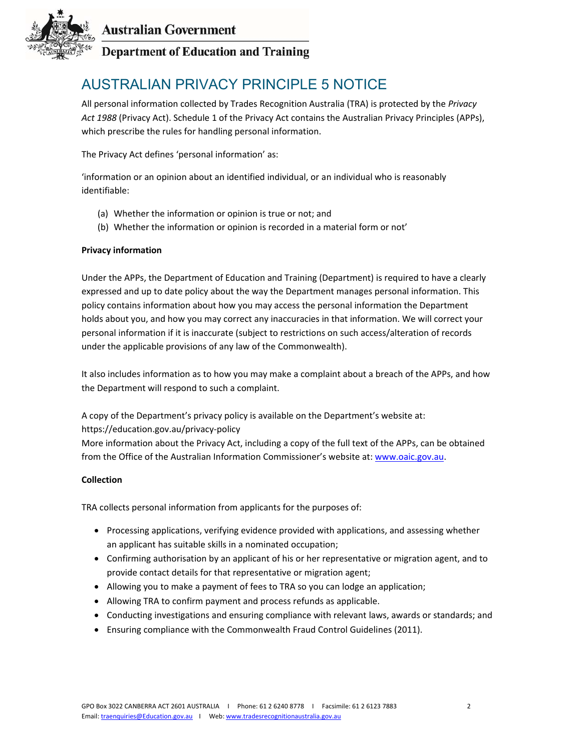# AUSTRALIAN PRIVACY PRINCIPLE 5 NOTICE

All personal information collected by Trades Recognition Australia (TRA) is protected by the *Privacy Act 1988* (Privacy Act). Schedule 1 of the Privacy Act contains the Australian Privacy Principles (APPs), which prescribe the rules for handling personal information.

The Privacy Act defines 'personal information' as:

'information or an opinion about an identified individual, or an individual who is reasonably identifiable:

(a) Whether the information or opinion is true or not; and
(b) Whether the information or opinion is recorded in a material form or not'

**Privacy information**

Under the APPs, the Department of Education and Training (Department) is required to have a clearly expressed and up to date policy about the way the Department manages personal information. This policy contains information about how you may access the personal information the Department holds about you, and how you may correct any inaccuracies in that information. We will correct your personal information if it is inaccurate (subject to restrictions on such access/alteration of records under the applicable provisions of any law of the Commonwealth).

It also includes information as to how you may make a complaint about a breach of the APPs, and how the Department will respond to such a complaint.

A copy of the Department's privacy policy is available on the Department's website at: https://education.gov.au/privacy-policy
More information about the Privacy Act, including a copy of the full text of the APPs, can be obtained from the Office of the Australian Information Commissioner's website at: www.oaic.gov.au.

**Collection**

TRA collects personal information from applicants for the purposes of:

- Processing applications, verifying evidence provided with applications, and assessing whether an applicant has suitable skills in a nominated occupation;
- Confirming authorisation by an applicant of his or her representative or migration agent, and to provide contact details for that representative or migration agent;
- Allowing you to make a payment of fees to TRA so you can lodge an application;
- Allowing TRA to confirm payment and process refunds as applicable.
- Conducting investigations and ensuring compliance with relevant laws, awards or standards; and
- Ensuring compliance with the Commonwealth Fraud Control Guidelines (2011).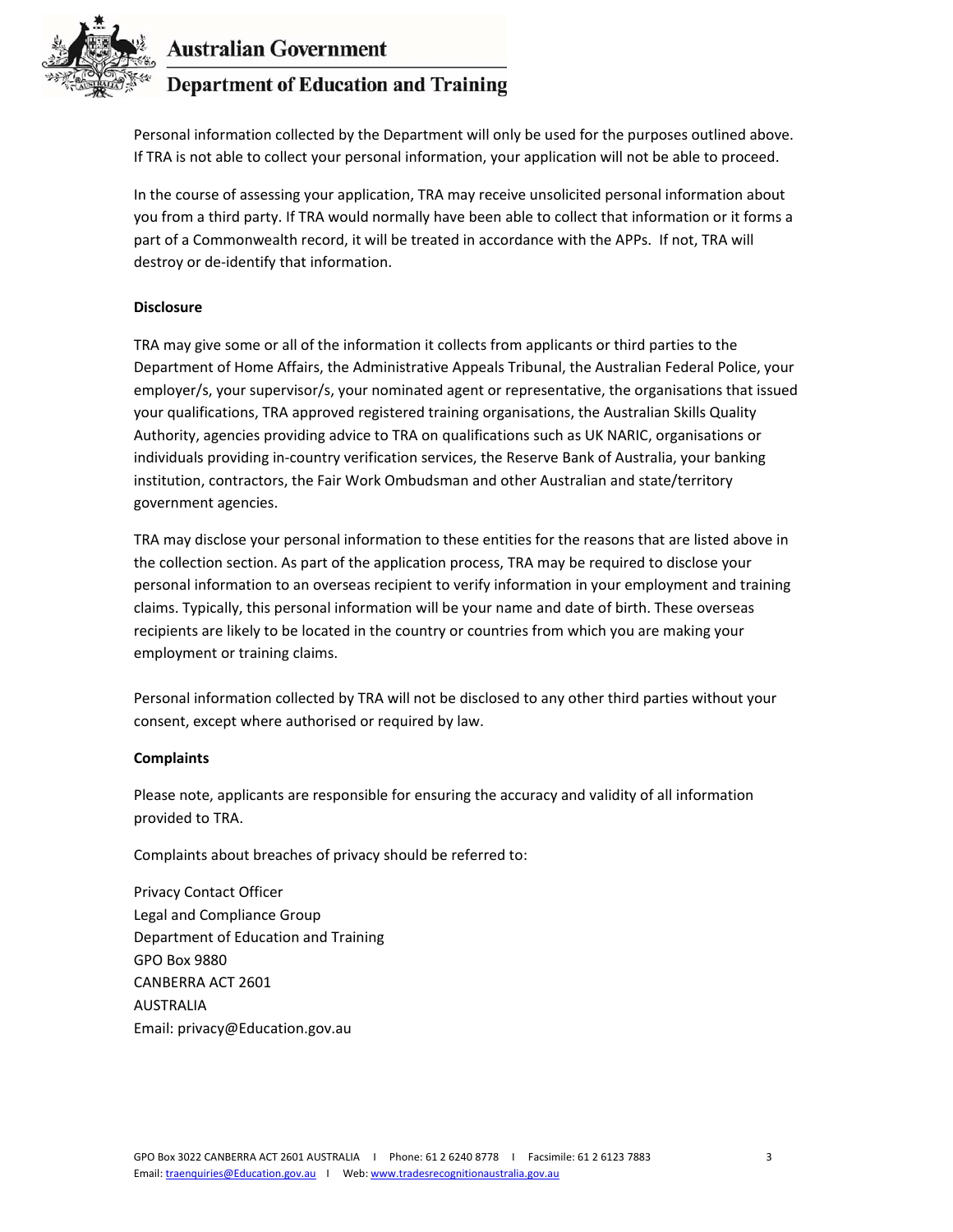Personal information collected by the Department will only be used for the purposes outlined above. If TRA is not able to collect your personal information, your application will not be able to proceed.

In the course of assessing your application, TRA may receive unsolicited personal information about you from a third party. If TRA would normally have been able to collect that information or it forms a part of a Commonwealth record, it will be treated in accordance with the APPs. If not, TRA will destroy or de-identify that information.

**Disclosure**

TRA may give some or all of the information it collects from applicants or third parties to the Department of Home Affairs, the Administrative Appeals Tribunal, the Australian Federal Police, your employer/s, your supervisor/s, your nominated agent or representative, the organisations that issued your qualifications, TRA approved registered training organisations, the Australian Skills Quality Authority, agencies providing advice to TRA on qualifications such as UK NARIC, organisations or individuals providing in-country verification services, the Reserve Bank of Australia, your banking institution, contractors, the Fair Work Ombudsman and other Australian and state/territory government agencies.

TRA may disclose your personal information to these entities for the reasons that are listed above in the collection section. As part of the application process, TRA may be required to disclose your personal information to an overseas recipient to verify information in your employment and training claims. Typically, this personal information will be your name and date of birth. These overseas recipients are likely to be located in the country or countries from which you are making your employment or training claims.

Personal information collected by TRA will not be disclosed to any other third parties without your consent, except where authorised or required by law.

**Complaints**

Please note, applicants are responsible for ensuring the accuracy and validity of all information provided to TRA.

Complaints about breaches of privacy should be referred to:

Privacy Contact Officer
Legal and Compliance Group
Department of Education and Training
GPO Box 9880
CANBERRA ACT 2601
AUSTRALIA
Email: privacy@Education.gov.au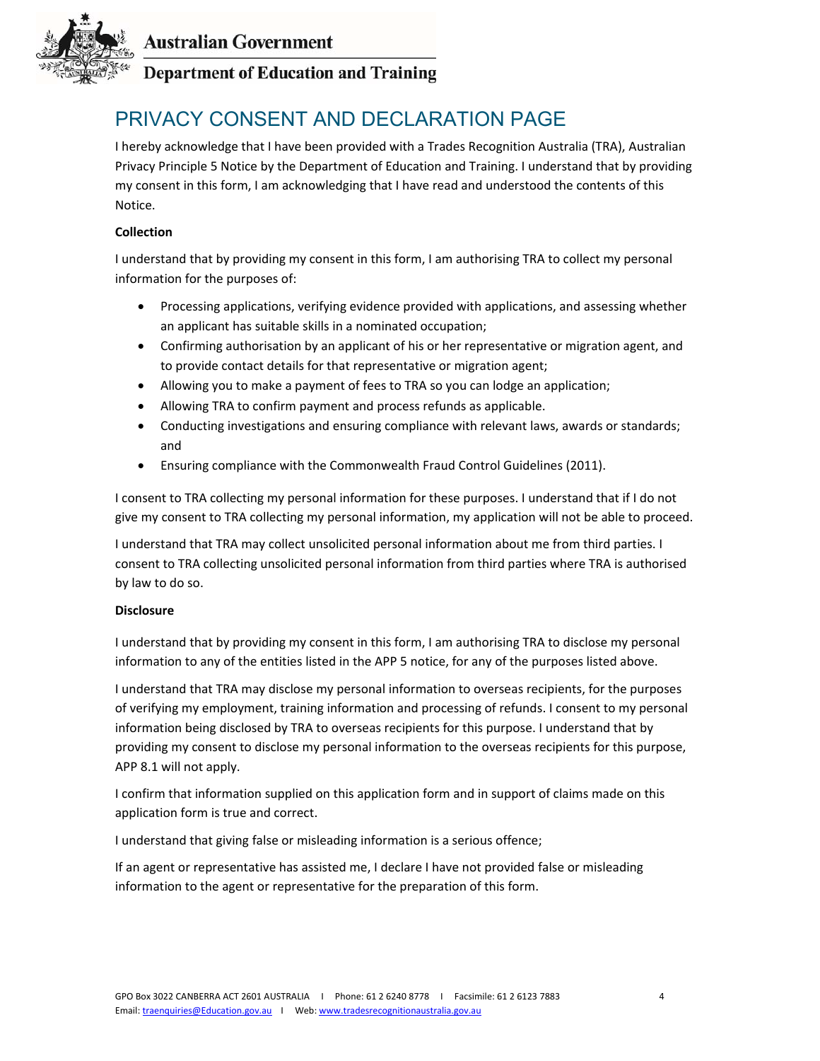# PRIVACY CONSENT AND DECLARATION PAGE

I hereby acknowledge that I have been provided with a Trades Recognition Australia (TRA), Australian Privacy Principle 5 Notice by the Department of Education and Training. I understand that by providing my consent in this form, I am acknowledging that I have read and understood the contents of this Notice.

**Collection**

I understand that by providing my consent in this form, I am authorising TRA to collect my personal information for the purposes of:

- Processing applications, verifying evidence provided with applications, and assessing whether an applicant has suitable skills in a nominated occupation;
- Confirming authorisation by an applicant of his or her representative or migration agent, and to provide contact details for that representative or migration agent;
- Allowing you to make a payment of fees to TRA so you can lodge an application;
- Allowing TRA to confirm payment and process refunds as applicable.
- Conducting investigations and ensuring compliance with relevant laws, awards or standards; and
- Ensuring compliance with the Commonwealth Fraud Control Guidelines (2011).

I consent to TRA collecting my personal information for these purposes. I understand that if I do not give my consent to TRA collecting my personal information, my application will not be able to proceed.

I understand that TRA may collect unsolicited personal information about me from third parties. I consent to TRA collecting unsolicited personal information from third parties where TRA is authorised by law to do so.

**Disclosure**

I understand that by providing my consent in this form, I am authorising TRA to disclose my personal information to any of the entities listed in the APP 5 notice, for any of the purposes listed above.

I understand that TRA may disclose my personal information to overseas recipients, for the purposes of verifying my employment, training information and processing of refunds. I consent to my personal information being disclosed by TRA to overseas recipients for this purpose. I understand that by providing my consent to disclose my personal information to the overseas recipients for this purpose, APP 8.1 will not apply.

I confirm that information supplied on this application form and in support of claims made on this application form is true and correct.

I understand that giving false or misleading information is a serious offence;

If an agent or representative has assisted me, I declare I have not provided false or misleading information to the agent or representative for the preparation of this form.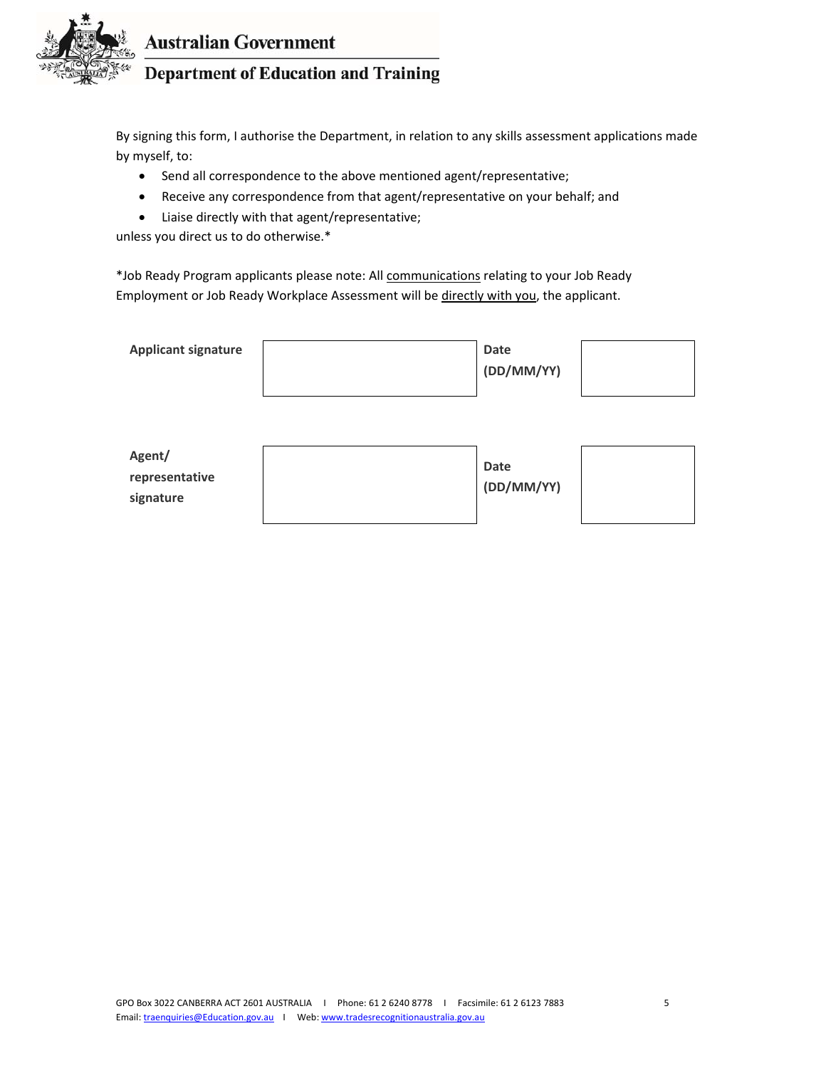By signing this form, I authorise the Department, in relation to any skills assessment applications made by myself, to:

- Send all correspondence to the above mentioned agent/representative;
- Receive any correspondence from that agent/representative on your behalf; and
- Liaise directly with that agent/representative;

unless you direct us to do otherwise.*

*Job Ready Program applicants please note: All communications relating to your Job Ready Employment or Job Ready Workplace Assessment will be directly with you, the applicant.

| | | | |
|---|---|---|---|
| **Applicant signature** | | **Date (DD/MM/YY)** | |
| **Agent/ representative signature** | | **Date (DD/MM/YY)** | |

GPO Box 3022 CANBERRA ACT 2601 AUSTRALIA I Phone: 61 2 6240 8778 I Facsimile: 61 2 6123 7883
Email: traenquiries@Education.gov.au I Web: www.tradesrecognitionaustralia.gov.au